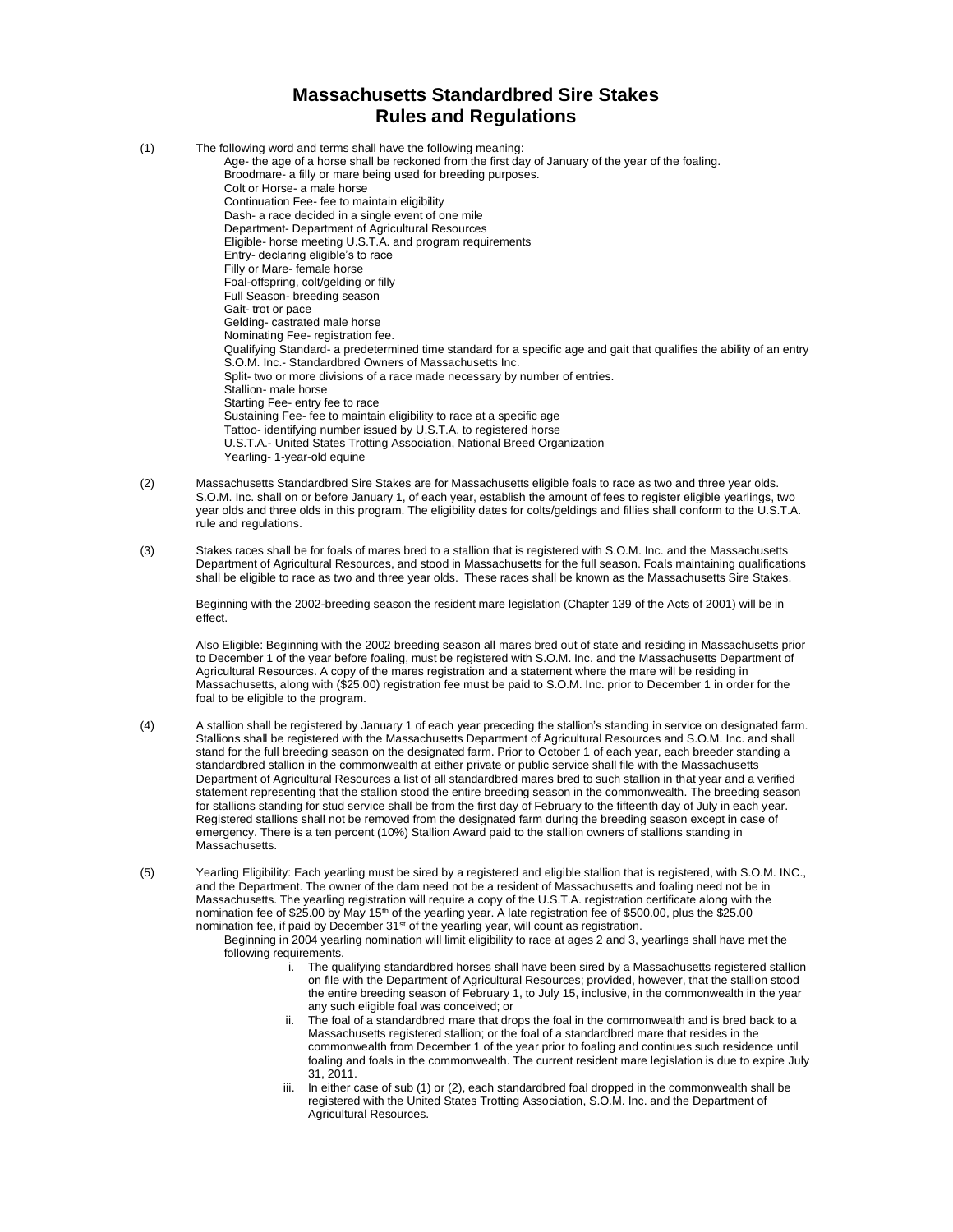# Massachusetts Standardbred Sire Stakes Rules and Regulations

(1) The following word and terms shall have the following meaning:

Age- the age of a horse shall be reckoned from the first day of January of the year of the foaling.
Broodmare- a filly or mare being used for breeding purposes.
Colt or Horse- a male horse
Continuation Fee- fee to maintain eligibility
Dash- a race decided in a single event of one mile
Department- Department of Agricultural Resources
Eligible- horse meeting U.S.T.A. and program requirements
Entry- declaring eligible's to race
Filly or Mare- female horse
Foal-offspring, colt/gelding or filly
Full Season- breeding season
Gait- trot or pace
Gelding- castrated male horse
Nominating Fee- registration fee.
Qualifying Standard- a predetermined time standard for a specific age and gait that qualifies the ability of an entry
S.O.M. Inc.- Standardbred Owners of Massachusetts Inc.
Split- two or more divisions of a race made necessary by number of entries.
Stallion- male horse
Starting Fee- entry fee to race
Sustaining Fee- fee to maintain eligibility to race at a specific age
Tattoo- identifying number issued by U.S.T.A. to registered horse
U.S.T.A.- United States Trotting Association, National Breed Organization
Yearling- 1-year-old equine

(2) Massachusetts Standardbred Sire Stakes are for Massachusetts eligible foals to race as two and three year olds. S.O.M. Inc. shall on or before January 1, of each year, establish the amount of fees to register eligible yearlings, two year olds and three olds in this program. The eligibility dates for colts/geldings and fillies shall conform to the U.S.T.A. rule and regulations.

(3) Stakes races shall be for foals of mares bred to a stallion that is registered with S.O.M. Inc. and the Massachusetts Department of Agricultural Resources, and stood in Massachusetts for the full season. Foals maintaining qualifications shall be eligible to race as two and three year olds. These races shall be known as the Massachusetts Sire Stakes.

Beginning with the 2002-breeding season the resident mare legislation (Chapter 139 of the Acts of 2001) will be in effect.

Also Eligible: Beginning with the 2002 breeding season all mares bred out of state and residing in Massachusetts prior to December 1 of the year before foaling, must be registered with S.O.M. Inc. and the Massachusetts Department of Agricultural Resources. A copy of the mares registration and a statement where the mare will be residing in Massachusetts, along with ($25.00) registration fee must be paid to S.O.M. Inc. prior to December 1 in order for the foal to be eligible to the program.

(4) A stallion shall be registered by January 1 of each year preceding the stallion's standing in service on designated farm. Stallions shall be registered with the Massachusetts Department of Agricultural Resources and S.O.M. Inc. and shall stand for the full breeding season on the designated farm. Prior to October 1 of each year, each breeder standing a standardbred stallion in the commonwealth at either private or public service shall file with the Massachusetts Department of Agricultural Resources a list of all standardbred mares bred to such stallion in that year and a verified statement representing that the stallion stood the entire breeding season in the commonwealth. The breeding season for stallions standing for stud service shall be from the first day of February to the fifteenth day of July in each year. Registered stallions shall not be removed from the designated farm during the breeding season except in case of emergency. There is a ten percent (10%) Stallion Award paid to the stallion owners of stallions standing in Massachusetts.

(5) Yearling Eligibility: Each yearling must be sired by a registered and eligible stallion that is registered, with S.O.M. INC., and the Department. The owner of the dam need not be a resident of Massachusetts and foaling need not be in Massachusetts. The yearling registration will require a copy of the U.S.T.A. registration certificate along with the nomination fee of $25.00 by May 15th of the yearling year. A late registration fee of $500.00, plus the $25.00 nomination fee, if paid by December 31st of the yearling year, will count as registration.

Beginning in 2004 yearling nomination will limit eligibility to race at ages 2 and 3, yearlings shall have met the following requirements.

i. The qualifying standardbred horses shall have been sired by a Massachusetts registered stallion on file with the Department of Agricultural Resources; provided, however, that the stallion stood the entire breeding season of February 1, to July 15, inclusive, in the commonwealth in the year any such eligible foal was conceived; or

ii. The foal of a standardbred mare that drops the foal in the commonwealth and is bred back to a Massachusetts registered stallion; or the foal of a standardbred mare that resides in the commonwealth from December 1 of the year prior to foaling and continues such residence until foaling and foals in the commonwealth. The current resident mare legislation is due to expire July 31, 2011.

iii. In either case of sub (1) or (2), each standardbred foal dropped in the commonwealth shall be registered with the United States Trotting Association, S.O.M. Inc. and the Department of Agricultural Resources.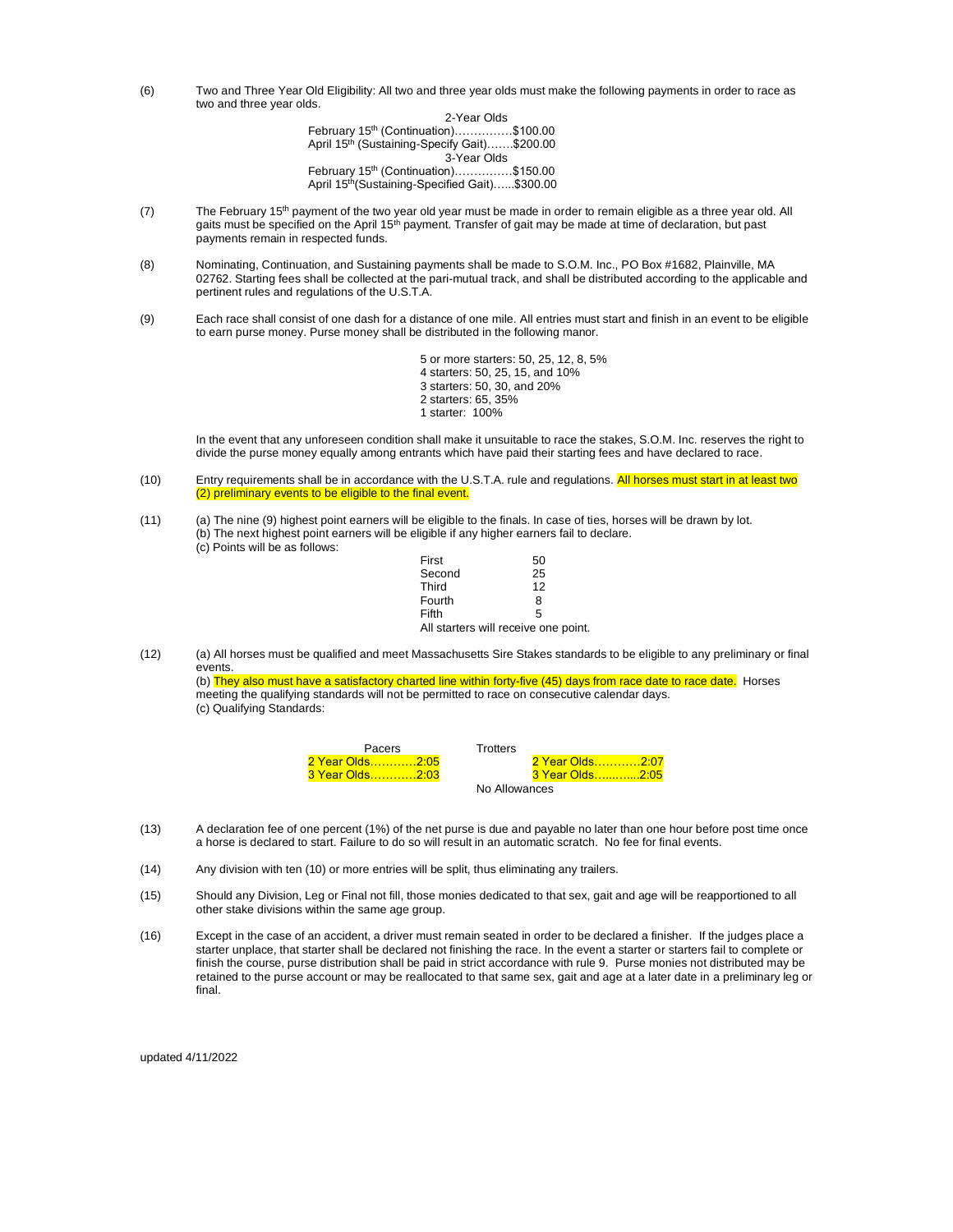(6) Two and Three Year Old Eligibility: All two and three year olds must make the following payments in order to race as two and three year olds.

2-Year Olds
February 15th (Continuation)……………$100.00
April 15th (Sustaining-Specify Gait)…….$200.00
3-Year Olds
February 15th (Continuation)……………$150.00
April 15th(Sustaining-Specified Gait)…...$300.00

(7) The February 15th payment of the two year old year must be made in order to remain eligible as a three year old. All gaits must be specified on the April 15th payment. Transfer of gait may be made at time of declaration, but past payments remain in respected funds.

(8) Nominating, Continuation, and Sustaining payments shall be made to S.O.M. Inc., PO Box #1682, Plainville, MA 02762. Starting fees shall be collected at the pari-mutuel track, and shall be distributed according to the applicable and pertinent rules and regulations of the U.S.T.A.

(9) Each race shall consist of one dash for a distance of one mile. All entries must start and finish in an event to be eligible to earn purse money. Purse money shall be distributed in the following manor.

5 or more starters: 50, 25, 12, 8, 5%
4 starters: 50, 25, 15, and 10%
3 starters: 50, 30, and 20%
2 starters: 65, 35%
1 starter: 100%

In the event that any unforeseen condition shall make it unsuitable to race the stakes, S.O.M. Inc. reserves the right to divide the purse money equally among entrants which have paid their starting fees and have declared to race.

(10) Entry requirements shall be in accordance with the U.S.T.A. rule and regulations. All horses must start in at least two (2) preliminary events to be eligible to the final event.

(11) (a) The nine (9) highest point earners will be eligible to the finals. In case of ties, horses will be drawn by lot.
(b) The next highest point earners will be eligible if any higher earners fail to declare.
(c) Points will be as follows:

| | |
|---|---|
| First | 50 |
| Second | 25 |
| Third | 12 |
| Fourth | 8 |
| Fifth | 5 |

All starters will receive one point.

(12) (a) All horses must be qualified and meet Massachusetts Sire Stakes standards to be eligible to any preliminary or final events.
(b) They also must have a satisfactory charted line within forty-five (45) days from race date to race date. Horses meeting the qualifying standards will not be permitted to race on consecutive calendar days.
(c) Qualifying Standards:

| Pacers | Trotters |
|---|---|
| 2 Year Olds…………2:05 | 2 Year Olds…………2:07 |
| 3 Year Olds…………2:03 | 3 Year Olds…...…...2:05 |

No Allowances

(13) A declaration fee of one percent (1%) of the net purse is due and payable no later than one hour before post time once a horse is declared to start. Failure to do so will result in an automatic scratch. No fee for final events.

(14) Any division with ten (10) or more entries will be split, thus eliminating any trailers.

(15) Should any Division, Leg or Final not fill, those monies dedicated to that sex, gait and age will be reapportioned to all other stake divisions within the same age group.

(16) Except in the case of an accident, a driver must remain seated in order to be declared a finisher. If the judges place a starter unplace, that starter shall be declared not finishing the race. In the event a starter or starters fail to complete or finish the course, purse distribution shall be paid in strict accordance with rule 9. Purse monies not distributed may be retained to the purse account or may be reallocated to that same sex, gait and age at a later date in a preliminary leg or final.

updated 4/11/2022